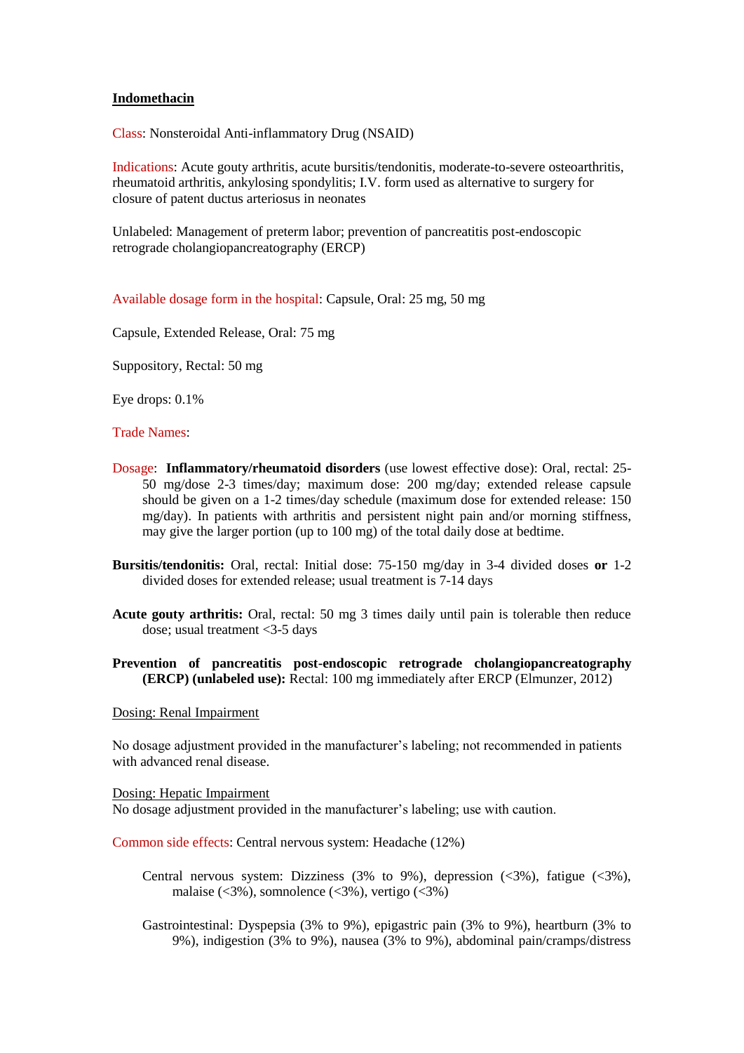## Indomethacin

Class: Nonsteroidal Anti-inflammatory Drug (NSAID)

Indications: Acute gouty arthritis, acute bursitis/tendonitis, moderate-to-severe osteoarthritis, rheumatoid arthritis, ankylosing spondylitis; I.V. form used as alternative to surgery for closure of patent ductus arteriosus in neonates

Unlabeled: Management of preterm labor; prevention of pancreatitis post-endoscopic retrograde cholangiopancreatography (ERCP)

Available dosage form in the hospital: Capsule, Oral: 25 mg, 50 mg

Capsule, Extended Release, Oral: 75 mg

Suppository, Rectal: 50 mg

Eye drops: 0.1%

Trade Names:

Dosage: **Inflammatory/rheumatoid disorders** (use lowest effective dose): Oral, rectal: 25-50 mg/dose 2-3 times/day; maximum dose: 200 mg/day; extended release capsule should be given on a 1-2 times/day schedule (maximum dose for extended release: 150 mg/day). In patients with arthritis and persistent night pain and/or morning stiffness, may give the larger portion (up to 100 mg) of the total daily dose at bedtime.

**Bursitis/tendonitis:** Oral, rectal: Initial dose: 75-150 mg/day in 3-4 divided doses **or** 1-2 divided doses for extended release; usual treatment is 7-14 days

**Acute gouty arthritis:** Oral, rectal: 50 mg 3 times daily until pain is tolerable then reduce dose; usual treatment <3-5 days

**Prevention of pancreatitis post-endoscopic retrograde cholangiopancreatography (ERCP) (unlabeled use):** Rectal: 100 mg immediately after ERCP (Elmunzer, 2012)

Dosing: Renal Impairment

No dosage adjustment provided in the manufacturer's labeling; not recommended in patients with advanced renal disease.

Dosing: Hepatic Impairment

No dosage adjustment provided in the manufacturer's labeling; use with caution.

Common side effects: Central nervous system: Headache (12%)

Central nervous system: Dizziness (3% to 9%), depression (<3%), fatigue (<3%), malaise (<3%), somnolence (<3%), vertigo (<3%)

Gastrointestinal: Dyspepsia (3% to 9%), epigastric pain (3% to 9%), heartburn (3% to 9%), indigestion (3% to 9%), nausea (3% to 9%), abdominal pain/cramps/distress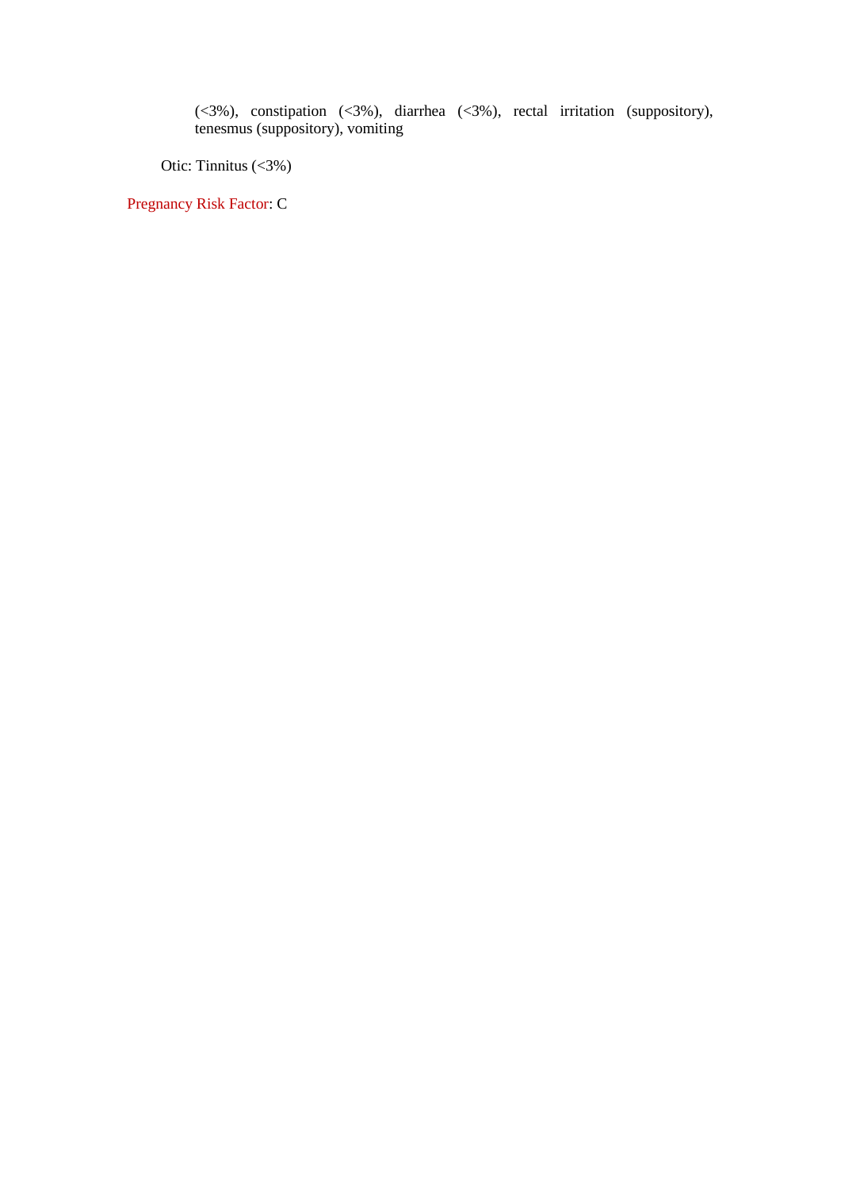(<3%), constipation (<3%), diarrhea (<3%), rectal irritation (suppository), tenesmus (suppository), vomiting

Otic: Tinnitus (<3%)

Pregnancy Risk Factor: C